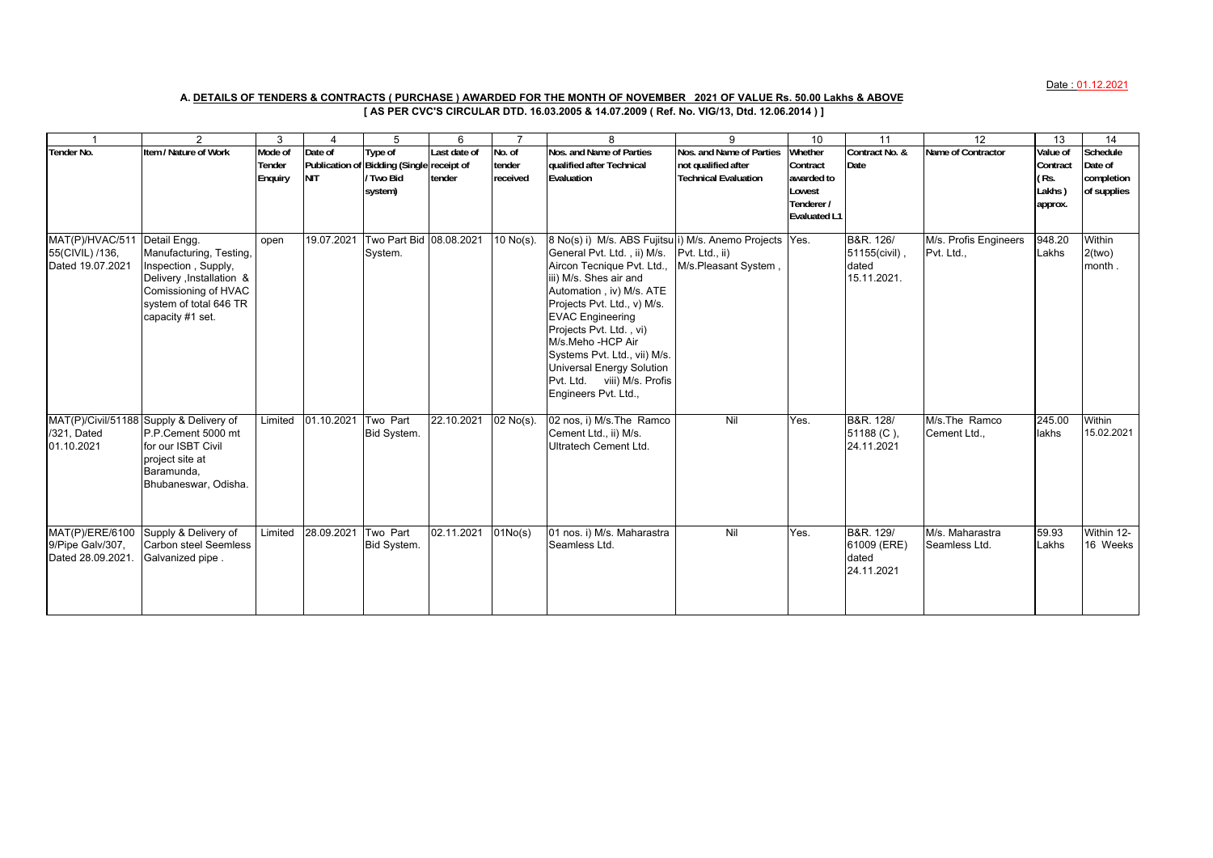Date : 01.12.2021

### A. DETAILS OF TENDERS & CONTRACTS ( PURCHASE ) AWARDED FOR THE MONTH OF NOVEMBER 2021 OF VALUE Rs. 50.00 Lakhs & ABOVE

**[ AS PER CVC'S CIRCULAR DTD. 16.03.2005 & 14.07.2009 ( Ref. No. VIG/13, Dtd. 12.06.2014 ) ]**

| 1 | 2 | 3 | 4 | 5 | 6 | 7 | 8 | 9 | 10 | 11 | 12 | 13 | 14 |
|---|---|---|---|---|---|---|---|---|---|---|---|---|---|
| **Tender No.** | **Item / Nature of Work** | **Mode of Tender Enquiry** | **Date of Publication of NIT** | **Type of Bidding (Single / Two Bid system)** | **Last date of receipt of tender** | **No. of tender received** | **Nos. and Name of Parties qualified after Technical Evaluation** | **Nos. and Name of Parties not qualified after Technical Evaluation** | **Whether Contract awarded to Lowest Tenderer / Evaluated L1** | **Contract No. & Date** | **Name of Contractor** | **Value of Contract ( Rs. Lakhs ) approx.** | **Schedule Date of completion of supplies** |
| MAT(P)/HVAC/51155(CIVIL) /136, Dated 19.07.2021 | Detail Engg. Manufacturing, Testing, Inspection , Supply, Delivery ,Installation & Comissioning of HVAC system of total 646 TR capacity #1 set. | open | 19.07.2021 | Two Part Bid System. | 08.08.2021 | 10 No(s). | 8 No(s) i) M/s. ABS Fujitsu General Pvt. Ltd. , ii) M/s. Aircon Tecnique Pvt. Ltd., iii) M/s. Shes air and Automation , iv) M/s. ATE Projects Pvt. Ltd., v) M/s. EVAC Engineering Projects Pvt. Ltd. , vi) M/s.Meho -HCP Air Systems Pvt. Ltd., vii) M/s. Universal Energy Solution Pvt. Ltd. viii) M/s. Profis Engineers Pvt. Ltd., | i) M/s. Anemo Projects Pvt. Ltd., ii) M/s.Pleasant System , | Yes. | B&R. 126/ 51155(civil) , dated 15.11.2021. | M/s. Profis Engineers Pvt. Ltd., | 948.20 Lakhs | Within 2(two) month . |
| MAT(P)/Civil/51188 /321, Dated 01.10.2021 | Supply & Delivery of P.P.Cement 5000 mt for our ISBT Civil project site at Baramunda, Bhubaneswar, Odisha. | Limited | 01.10.2021 | Two Part Bid System. | 22.10.2021 | 02 No(s). | 02 nos, i) M/s.The Ramco Cement Ltd., ii) M/s. Ultratech Cement Ltd. | Nil | Yes. | B&R. 128/ 51188 (C ), 24.11.2021 | M/s.The Ramco Cement Ltd., | 245.00 lakhs | Within 15.02.2021 |
| MAT(P)/ERE/61009/Pipe Galv/307, Dated 28.09.2021. | Supply & Delivery of Carbon steel Seemless Galvanized pipe . | Limited | 28.09.2021 | Two Part Bid System. | 02.11.2021 | 01No(s) | 01 nos. i) M/s. Maharastra Seamless Ltd. | Nil | Yes. | B&R. 129/ 61009 (ERE) dated 24.11.2021 | M/s. Maharastra Seamless Ltd. | 59.93 Lakhs | Within 12-16 Weeks |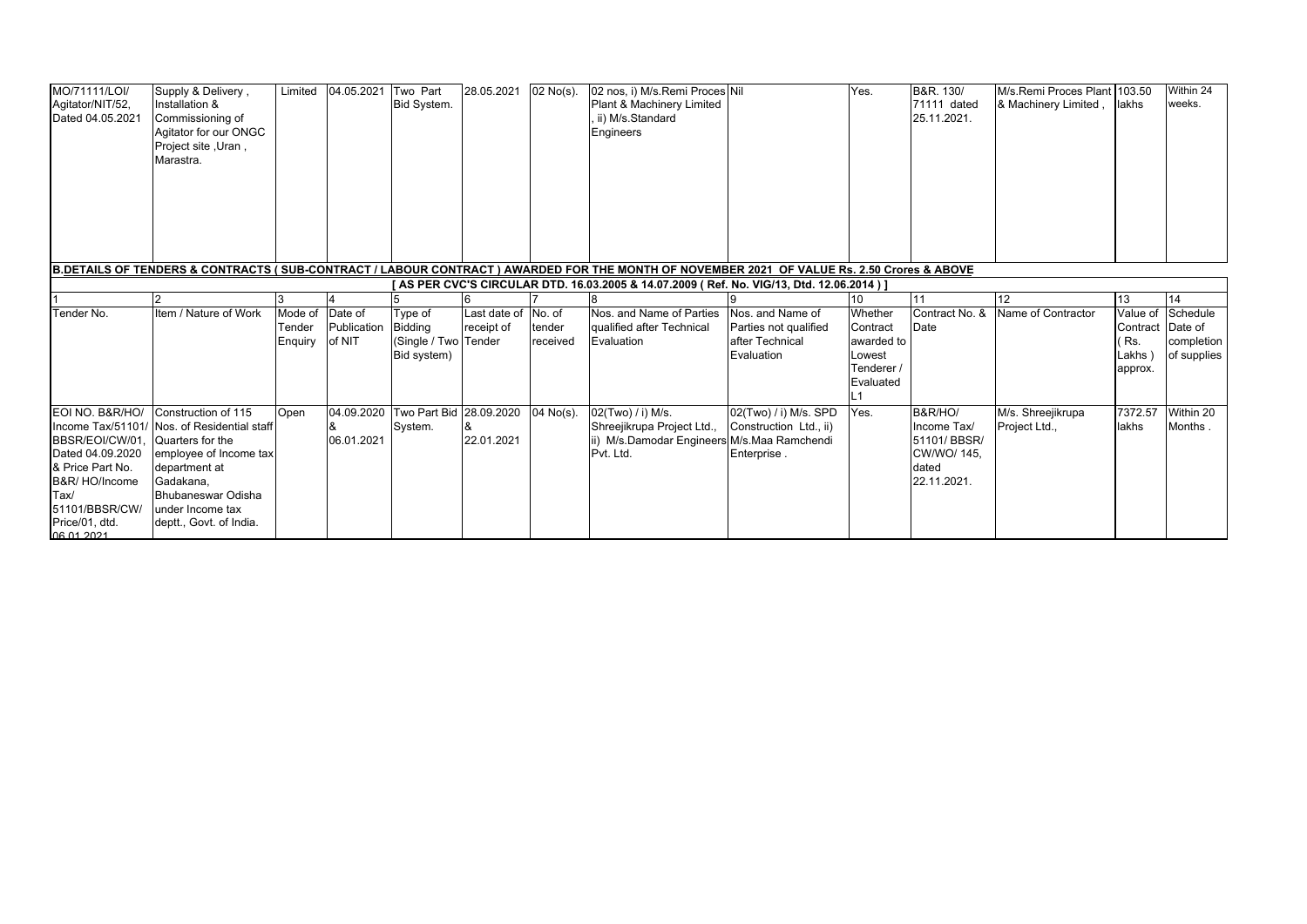| | | | | | | | | | | | | | |
|---|---|---|---|---|---|---|---|---|---|---|---|---|---|
| MO/71111/LOI/ Agitator/NIT/52, Dated 04.05.2021 | Supply & Delivery , Installation & Commissioning of Agitator for our ONGC Project site ,Uran , Marastra. | Limited | 04.05.2021 | Two Part Bid System. | 28.05.2021 | 02 No(s). | 02 nos, i) M/s.Remi Proces Plant & Machinery Limited , ii) M/s.Standard Engineers | Nil | Yes. | B&R. 130/ 71111 dated 25.11.2021. | M/s.Remi Proces Plant & Machinery Limited , | 103.50 lakhs | Within 24 weeks. |

**B.DETAILS OF TENDERS & CONTRACTS ( SUB-CONTRACT / LABOUR CONTRACT ) AWARDED FOR THE MONTH OF NOVEMBER 2021 OF VALUE Rs. 2.50 Crores & ABOVE**

**[ AS PER CVC'S CIRCULAR DTD. 16.03.2005 & 14.07.2009 ( Ref. No. VIG/13, Dtd. 12.06.2014 ) ]**

| 1 | 2 | 3 | 4 | 5 | 6 | 7 | 8 | 9 | 10 | 11 | 12 | 13 | 14 |
|---|---|---|---|---|---|---|---|---|---|---|---|---|---|
| Tender No. | Item / Nature of Work | Mode of Tender Enquiry | Date of Publication of NIT | Type of Bidding (Single / Two Bid system) | Last date of receipt of Tender | No. of tender received | Nos. and Name of Parties qualified after Technical Evaluation | Nos. and Name of Parties not qualified after Technical Evaluation | Whether Contract awarded to Lowest Tenderer / Evaluated L1 | Contract No. & Date | Name of Contractor | Value of Contract ( Rs. Lakhs ) approx. | Schedule Date of completion of supplies |
| EOI NO. B&R/HO/ Income Tax/51101/ BBSR/EOI/CW/01, Dated 04.09.2020 & Price Part No. B&R/ HO/Income Tax/ 51101/BBSR/CW/ Price/01, dtd. 06.01.2021 | Construction of 115 Nos. of Residential staff Quarters for the employee of Income tax department at Gadakana, Bhubaneswar Odisha under Income tax deptt., Govt. of India. | Open | 04.09.2020 & 06.01.2021 | Two Part Bid System. | 28.09.2020 & 22.01.2021 | 04 No(s). | 02(Two) / i) M/s. Shreejikrupa Project Ltd., ii) M/s.Damodar Engineers Pvt. Ltd. | 02(Two) / i) M/s. SPD Construction Ltd., ii) M/s.Maa Ramchendi Enterprise . | Yes. | B&R/HO/ Income Tax/ 51101/ BBSR/ CW/WO/ 145, dated 22.11.2021. | M/s. Shreejikrupa Project Ltd., | 7372.57 lakhs | Within 20 Months . |